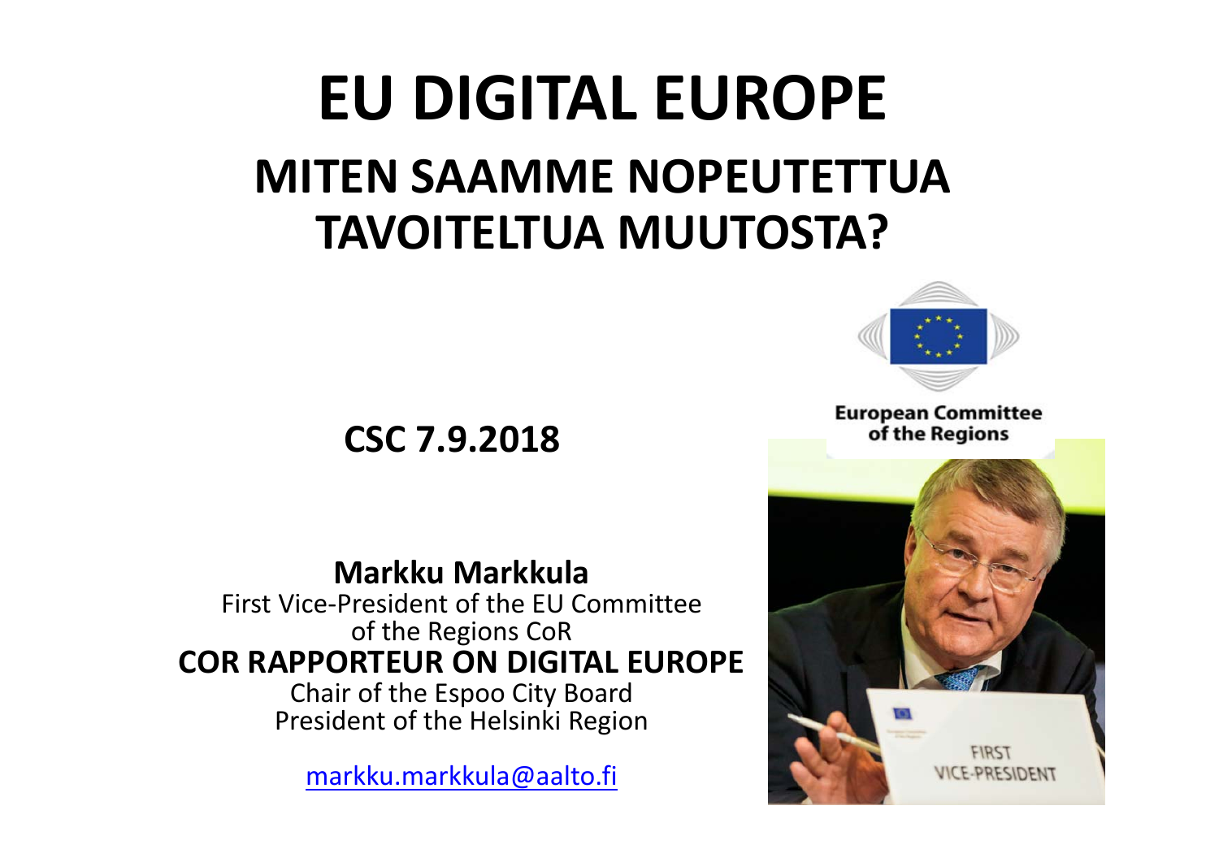# EU DIGITAL EUROPE

## MITEN SAAMME NOPEUTETTUA TAVOITELTUA MUUTOSTA?

**CSC 7.9.2018**

**Markku Markkula**
First Vice-President of the EU Committee of the Regions CoR
**COR RAPPORTEUR ON DIGITAL EUROPE**
Chair of the Espoo City Board
President of the Helsinki Region

markku.markkula@aalto.fi

European Committee of the Regions

FIRST VICE-PRESIDENT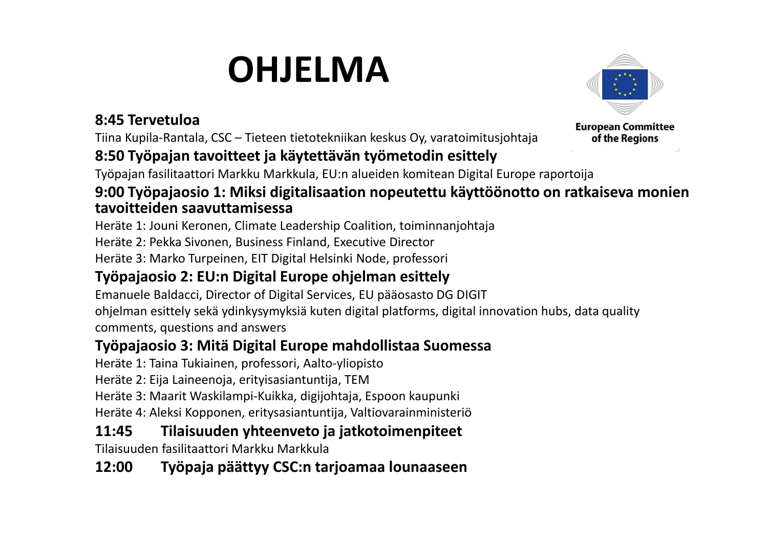# OHJELMA

European Committee of the Regions

**8:45 Tervetuloa**

Tiina Kupila-Rantala, CSC – Tieteen tietotekniikan keskus Oy, varatoimitusjohtaja

**8:50 Työpajan tavoitteet ja käytettävän työmetodin esittely**

Työpajan fasilitaattori Markku Markkula, EU:n alueiden komitean Digital Europe raportoija

**9:00 Työpajaosio 1: Miksi digitalisaation nopeutettu käyttöönotto on ratkaiseva monien tavoitteiden saavuttamisessa**

Heräte 1: Jouni Keronen, Climate Leadership Coalition, toiminnanjohtaja

Heräte 2: Pekka Sivonen, Business Finland, Executive Director

Heräte 3: Marko Turpeinen, EIT Digital Helsinki Node, professori

**Työpajaosio 2: EU:n Digital Europe ohjelman esittely**

Emanuele Baldacci, Director of Digital Services, EU pääosasto DG DIGIT

ohjelman esittely sekä ydinkysymyksiä kuten digital platforms, digital innovation hubs, data quality comments, questions and answers

**Työpajaosio 3: Mitä Digital Europe mahdollistaa Suomessa**

Heräte 1: Taina Tukiainen, professori, Aalto-yliopisto

Heräte 2: Eija Laineenoja, erityisasiantuntija, TEM

Heräte 3: Maarit Waskilampi-Kuikka, digijohtaja, Espoon kaupunki

Heräte 4: Aleksi Kopponen, eritysasiantuntija, Valtiovarainministeriö

**11:45 Tilaisuuden yhteenveto ja jatkotoimenpiteet**

Tilaisuuden fasilitaattori Markku Markkula

**12:00 Työpaja päättyy CSC:n tarjoamaa lounaaseen**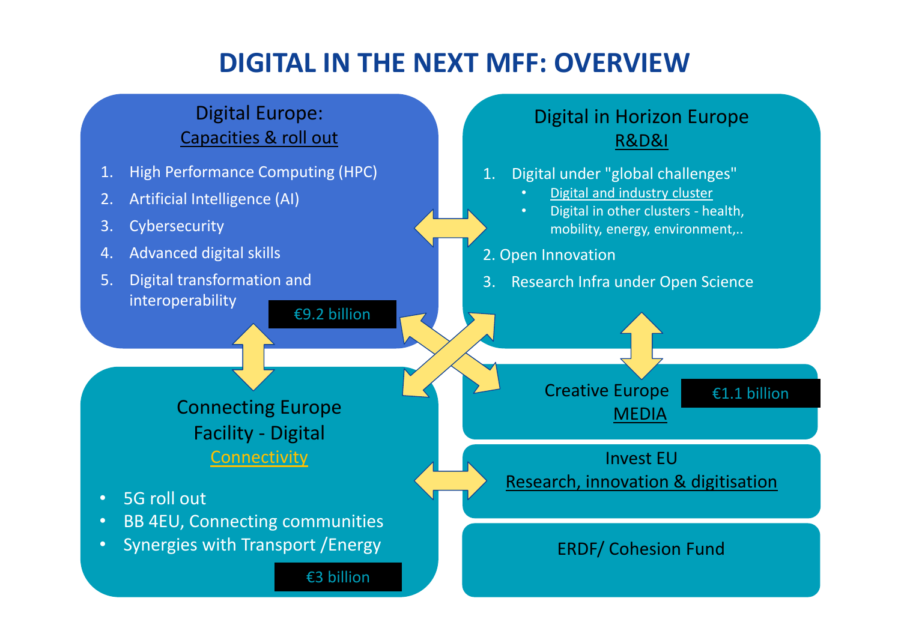# DIGITAL IN THE NEXT MFF: OVERVIEW

## Digital Europe:
Capacities & roll out

1. High Performance Computing (HPC)
2. Artificial Intelligence (AI)
3. Cybersecurity
4. Advanced digital skills
5. Digital transformation and interoperability

€9.2 billion

## Digital in Horizon Europe
R&D&I

1. Digital under "global challenges"
   - Digital and industry cluster
   - Digital in other clusters - health, mobility, energy, environment,..
2. Open Innovation
3. Research Infra under Open Science

## Connecting Europe Facility - Digital
Connectivity

- 5G roll out
- BB 4EU, Connecting communities
- Synergies with Transport /Energy

€3 billion

## Creative Europe
MEDIA

€1.1 billion

## Invest EU
Research, innovation & digitisation

## ERDF/ Cohesion Fund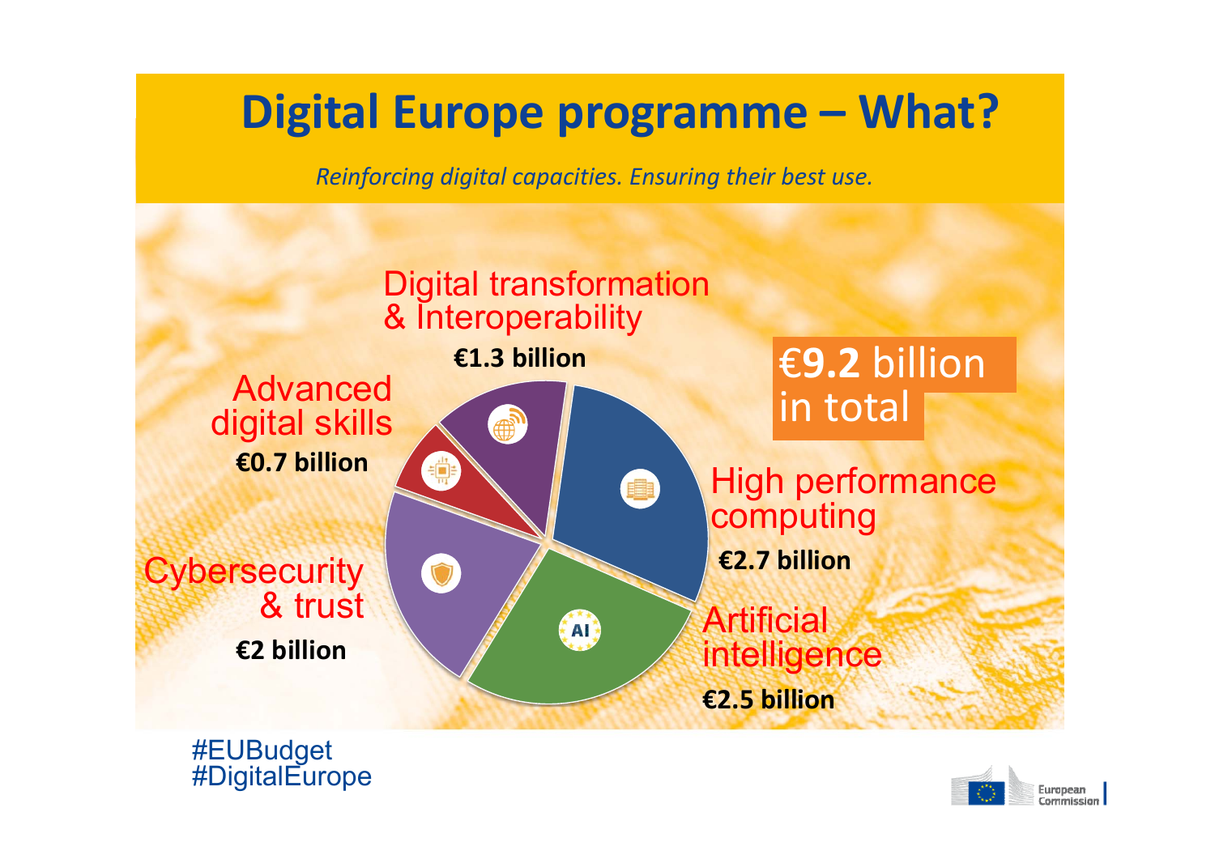# Digital Europe programme – What?

*Reinforcing digital capacities. Ensuring their best use.*

Digital transformation & Interoperability

**€1.3 billion**

Advanced digital skills

**€0.7 billion**

Cybersecurity & trust

**€2 billion**

High performance computing

**€2.7 billion**

Artificial intelligence

**€2.5 billion**

AI

€**9.2** billion in total

#EUBudget
#DigitalEurope

European Commission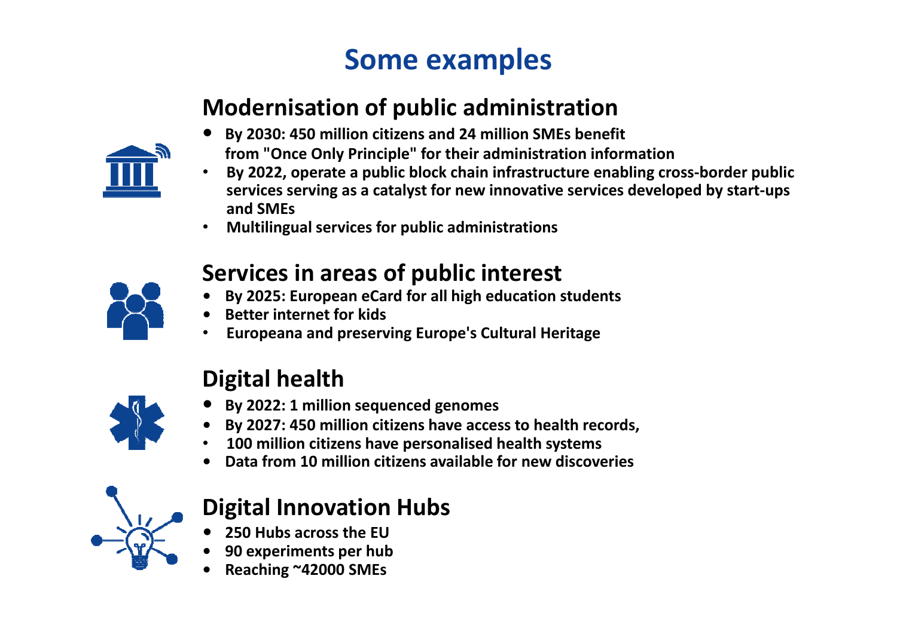# Some examples

## Modernisation of public administration

- By 2030: 450 million citizens and 24 million SMEs benefit from "Once Only Principle" for their administration information
- By 2022, operate a public block chain infrastructure enabling cross-border public services serving as a catalyst for new innovative services developed by start-ups and SMEs
- Multilingual services for public administrations

## Services in areas of public interest

- By 2025: European eCard for all high education students
- Better internet for kids
- Europeana and preserving Europe's Cultural Heritage

## Digital health

- By 2022: 1 million sequenced genomes
- By 2027: 450 million citizens have access to health records,
- 100 million citizens have personalised health systems
- Data from 10 million citizens available for new discoveries

## Digital Innovation Hubs

- 250 Hubs across the EU
- 90 experiments per hub
- Reaching ~42000 SMEs